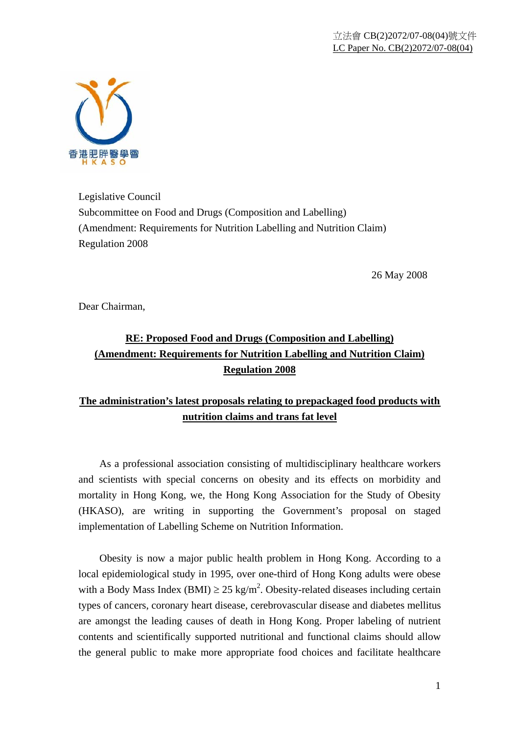立法會 CB(2)2072/07-08(04)號文件
LC Paper No. CB(2)2072/07-08(04)

香港肥胖醫學會
HKASO

Legislative Council
Subcommittee on Food and Drugs (Composition and Labelling)
(Amendment: Requirements for Nutrition Labelling and Nutrition Claim)
Regulation 2008

26 May 2008

Dear Chairman,

**RE: Proposed Food and Drugs (Composition and Labelling) (Amendment: Requirements for Nutrition Labelling and Nutrition Claim) Regulation 2008**

**The administration's latest proposals relating to prepackaged food products with nutrition claims and trans fat level**

As a professional association consisting of multidisciplinary healthcare workers and scientists with special concerns on obesity and its effects on morbidity and mortality in Hong Kong, we, the Hong Kong Association for the Study of Obesity (HKASO), are writing in supporting the Government's proposal on staged implementation of Labelling Scheme on Nutrition Information.

Obesity is now a major public health problem in Hong Kong. According to a local epidemiological study in 1995, over one-third of Hong Kong adults were obese with a Body Mass Index (BMI) $\geq 25$ kg/m$^2$. Obesity-related diseases including certain types of cancers, coronary heart disease, cerebrovascular disease and diabetes mellitus are amongst the leading causes of death in Hong Kong. Proper labeling of nutrient contents and scientifically supported nutritional and functional claims should allow the general public to make more appropriate food choices and facilitate healthcare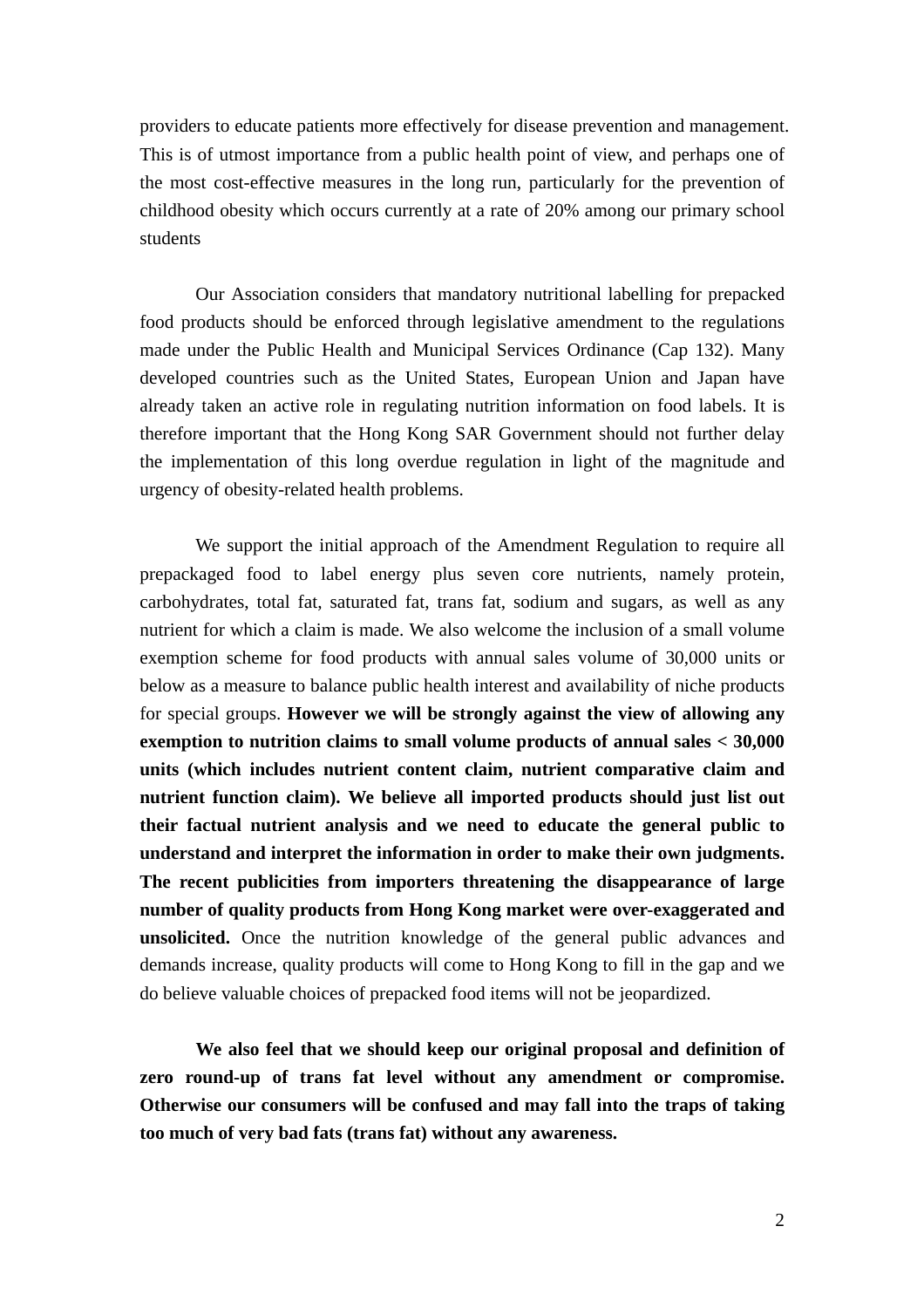providers to educate patients more effectively for disease prevention and management. This is of utmost importance from a public health point of view, and perhaps one of the most cost-effective measures in the long run, particularly for the prevention of childhood obesity which occurs currently at a rate of 20% among our primary school students

Our Association considers that mandatory nutritional labelling for prepacked food products should be enforced through legislative amendment to the regulations made under the Public Health and Municipal Services Ordinance (Cap 132). Many developed countries such as the United States, European Union and Japan have already taken an active role in regulating nutrition information on food labels. It is therefore important that the Hong Kong SAR Government should not further delay the implementation of this long overdue regulation in light of the magnitude and urgency of obesity-related health problems.

We support the initial approach of the Amendment Regulation to require all prepackaged food to label energy plus seven core nutrients, namely protein, carbohydrates, total fat, saturated fat, trans fat, sodium and sugars, as well as any nutrient for which a claim is made. We also welcome the inclusion of a small volume exemption scheme for food products with annual sales volume of 30,000 units or below as a measure to balance public health interest and availability of niche products for special groups. **However we will be strongly against the view of allowing any exemption to nutrition claims to small volume products of annual sales < 30,000 units (which includes nutrient content claim, nutrient comparative claim and nutrient function claim). We believe all imported products should just list out their factual nutrient analysis and we need to educate the general public to understand and interpret the information in order to make their own judgments. The recent publicities from importers threatening the disappearance of large number of quality products from Hong Kong market were over-exaggerated and unsolicited.** Once the nutrition knowledge of the general public advances and demands increase, quality products will come to Hong Kong to fill in the gap and we do believe valuable choices of prepacked food items will not be jeopardized.

**We also feel that we should keep our original proposal and definition of zero round-up of trans fat level without any amendment or compromise. Otherwise our consumers will be confused and may fall into the traps of taking too much of very bad fats (trans fat) without any awareness.**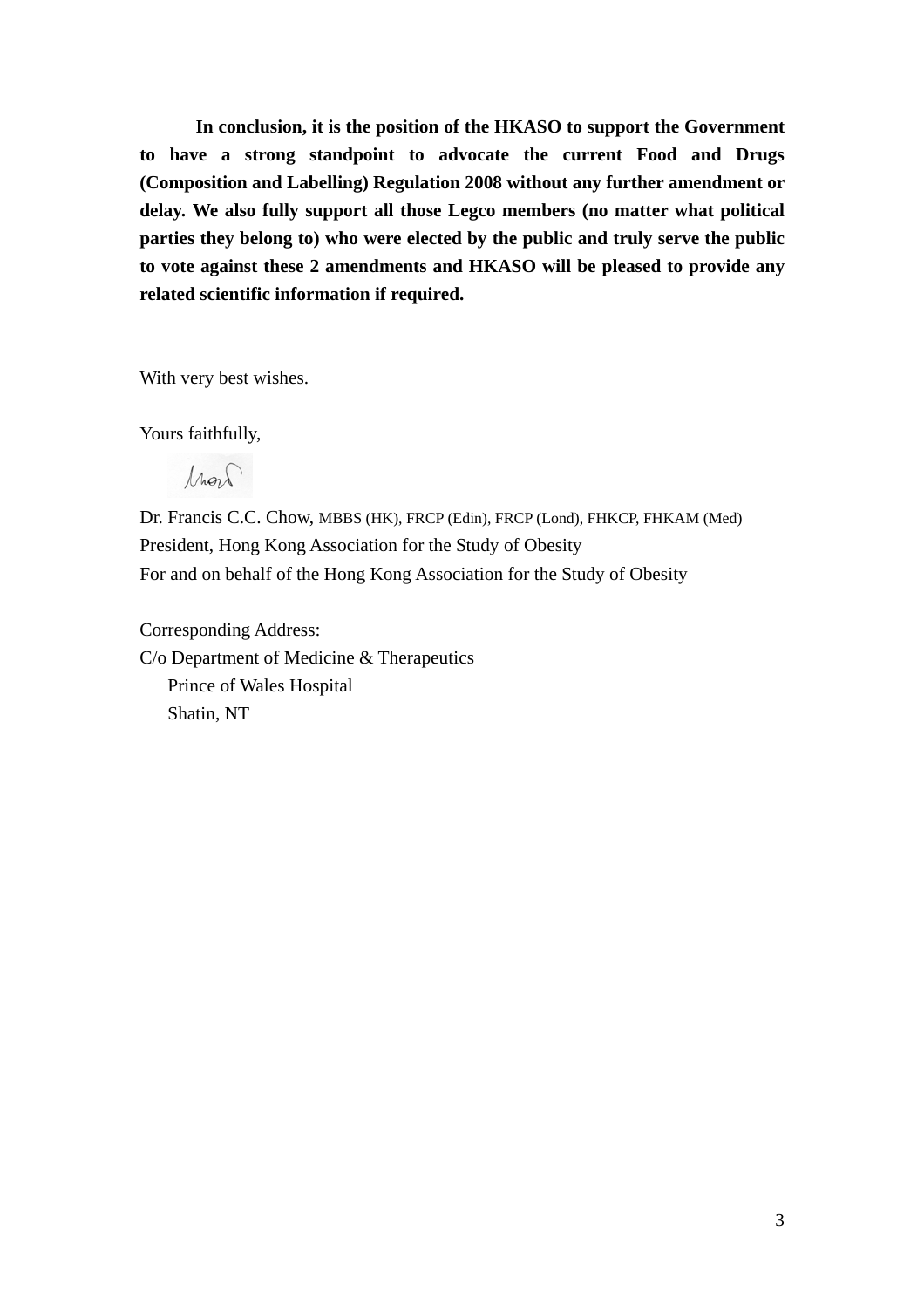**In conclusion, it is the position of the HKASO to support the Government to have a strong standpoint to advocate the current Food and Drugs (Composition and Labelling) Regulation 2008 without any further amendment or delay. We also fully support all those Legco members (no matter what political parties they belong to) who were elected by the public and truly serve the public to vote against these 2 amendments and HKASO will be pleased to provide any related scientific information if required.**

With very best wishes.

Yours faithfully,

Dr. Francis C.C. Chow, MBBS (HK), FRCP (Edin), FRCP (Lond), FHKCP, FHKAM (Med)
President, Hong Kong Association for the Study of Obesity
For and on behalf of the Hong Kong Association for the Study of Obesity

Corresponding Address:
C/o Department of Medicine & Therapeutics
Prince of Wales Hospital
Shatin, NT